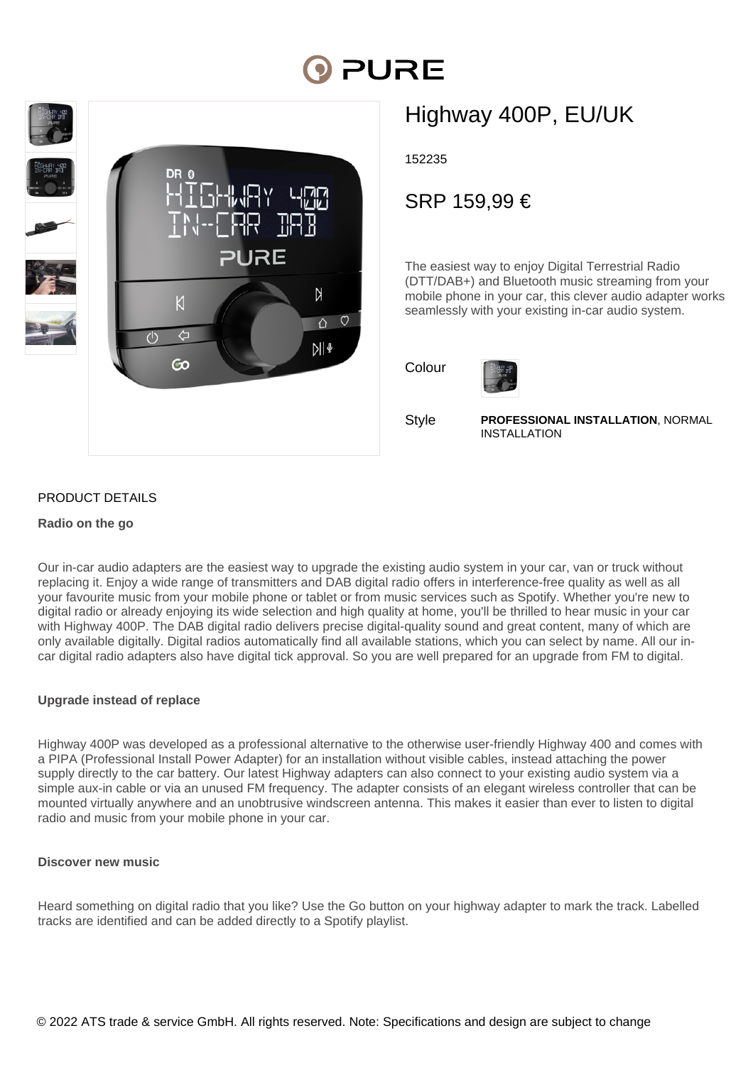# Highway 400P, EU/UK

152235

SRP 159,99 €

The easiest way to enjoy Digital Terrestrial Radio (DTT/DAB+) and Bluetooth music streaming from your mobile phone in your car, this clever audio adapter works seamlessly with your existing in-car audio system.

Colour

Style **PROFESSIONAL INSTALLATION**, NORMAL INSTALLATION

## PRODUCT DETAILS

**Radio on the go**

Our in-car audio adapters are the easiest way to upgrade the existing audio system in your car, van or truck without replacing it. Enjoy a wide range of transmitters and DAB digital radio offers in interference-free quality as well as all your favourite music from your mobile phone or tablet or from music services such as Spotify. Whether you're new to digital radio or already enjoying its wide selection and high quality at home, you'll be thrilled to hear music in your car with Highway 400P. The DAB digital radio delivers precise digital-quality sound and great content, many of which are only available digitally. Digital radios automatically find all available stations, which you can select by name. All our in-car digital radio adapters also have digital tick approval. So you are well prepared for an upgrade from FM to digital.

**Upgrade instead of replace**

Highway 400P was developed as a professional alternative to the otherwise user-friendly Highway 400 and comes with a PIPA (Professional Install Power Adapter) for an installation without visible cables, instead attaching the power supply directly to the car battery. Our latest Highway adapters can also connect to your existing audio system via a simple aux-in cable or via an unused FM frequency. The adapter consists of an elegant wireless controller that can be mounted virtually anywhere and an unobtrusive windscreen antenna. This makes it easier than ever to listen to digital radio and music from your mobile phone in your car.

**Discover new music**

Heard something on digital radio that you like? Use the Go button on your highway adapter to mark the track. Labelled tracks are identified and can be added directly to a Spotify playlist.

© 2022 ATS trade & service GmbH. All rights reserved. Note: Specifications and design are subject to change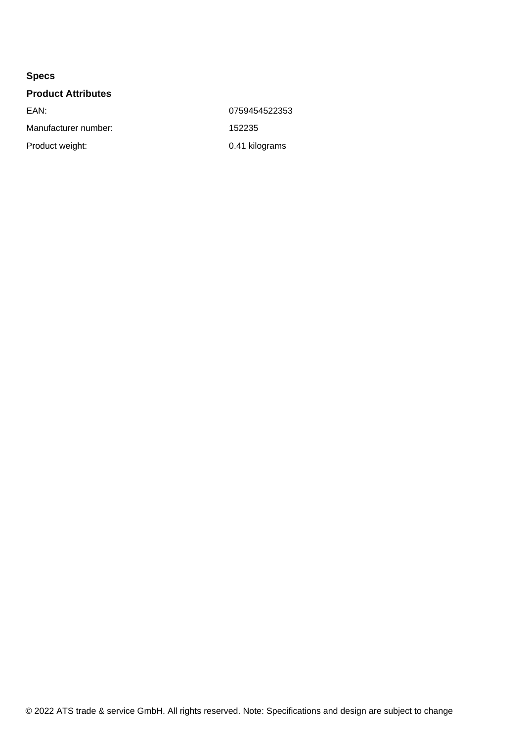## Specs

### Product Attributes

| | |
|---|---|
| EAN: | 0759454522353 |
| Manufacturer number: | 152235 |
| Product weight: | 0.41 kilograms |

© 2022 ATS trade & service GmbH. All rights reserved. Note: Specifications and design are subject to change